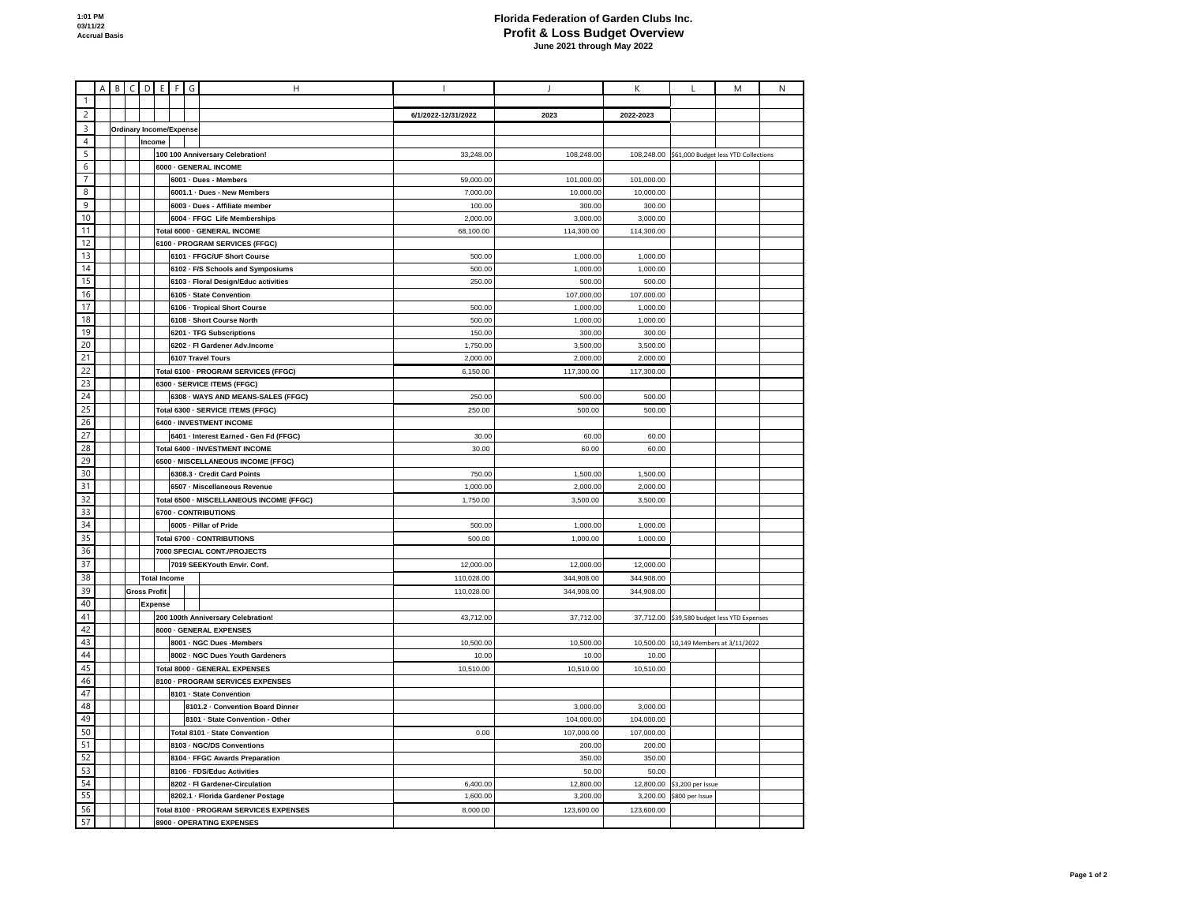# Florida Federation of Garden Clubs Inc.
## Profit & Loss Budget Overview
### June 2021 through May 2022

1:01 PM
03/11/22
Accrual Basis

| | 6/1/2022-12/31/2022 | 2023 | 2022-2023 | |
|---|---|---|---|---|
| **Ordinary Income/Expense** | | | | |
| **Income** | | | | |
| 100 100 Anniversary Celebration! | 33,248.00 | 108,248.00 | 108,248.00 | $61,000 Budget less YTD Collections |
| 6000 · GENERAL INCOME | | | | |
| 6001 · Dues - Members | 59,000.00 | 101,000.00 | 101,000.00 | |
| 6001.1 · Dues - New Members | 7,000.00 | 10,000.00 | 10,000.00 | |
| 6003 · Dues - Affiliate member | 100.00 | 300.00 | 300.00 | |
| 6004 · FFGC Life Memberships | 2,000.00 | 3,000.00 | 3,000.00 | |
| Total 6000 · GENERAL INCOME | 68,100.00 | 114,300.00 | 114,300.00 | |
| 6100 · PROGRAM SERVICES (FFGC) | | | | |
| 6101 · FFGC/UF Short Course | 500.00 | 1,000.00 | 1,000.00 | |
| 6102 · F/S Schools and Symposiums | 500.00 | 1,000.00 | 1,000.00 | |
| 6103 · Floral Design/Educ activities | 250.00 | 500.00 | 500.00 | |
| 6105 · State Convention | | 107,000.00 | 107,000.00 | |
| 6106 · Tropical Short Course | 500.00 | 1,000.00 | 1,000.00 | |
| 6108 · Short Course North | 500.00 | 1,000.00 | 1,000.00 | |
| 6201 · TFG Subscriptions | 150.00 | 300.00 | 300.00 | |
| 6202 · Fl Gardener Adv.Income | 1,750.00 | 3,500.00 | 3,500.00 | |
| 6107 Travel Tours | 2,000.00 | 2,000.00 | 2,000.00 | |
| Total 6100 · PROGRAM SERVICES (FFGC) | 6,150.00 | 117,300.00 | 117,300.00 | |
| 6300 · SERVICE ITEMS (FFGC) | | | | |
| 6308 · WAYS AND MEANS-SALES (FFGC) | 250.00 | 500.00 | 500.00 | |
| Total 6300 · SERVICE ITEMS (FFGC) | 250.00 | 500.00 | 500.00 | |
| 6400 · INVESTMENT INCOME | | | | |
| 6401 · Interest Earned - Gen Fd (FFGC) | 30.00 | 60.00 | 60.00 | |
| Total 6400 · INVESTMENT INCOME | 30.00 | 60.00 | 60.00 | |
| 6500 · MISCELLANEOUS INCOME (FFGC) | | | | |
| 6308.3 · Credit Card Points | 750.00 | 1,500.00 | 1,500.00 | |
| 6507 · Miscellaneous Revenue | 1,000.00 | 2,000.00 | 2,000.00 | |
| Total 6500 · MISCELLANEOUS INCOME (FFGC) | 1,750.00 | 3,500.00 | 3,500.00 | |
| 6700 · CONTRIBUTIONS | | | | |
| 6005 · Pillar of Pride | 500.00 | 1,000.00 | 1,000.00 | |
| Total 6700 · CONTRIBUTIONS | 500.00 | 1,000.00 | 1,000.00 | |
| 7000 SPECIAL CONT./PROJECTS | | | | |
| 7019 SEEKYouth Envir. Conf. | 12,000.00 | 12,000.00 | 12,000.00 | |
| **Total Income** | 110,028.00 | 344,908.00 | 344,908.00 | |
| **Gross Profit** | 110,028.00 | 344,908.00 | 344,908.00 | |
| **Expense** | | | | |
| 200 100th Anniversary Celebration! | 43,712.00 | 37,712.00 | 37,712.00 | $39,580 budget less YTD Expenses |
| 8000 · GENERAL EXPENSES | | | | |
| 8001 · NGC Dues -Members | 10,500.00 | 10,500.00 | 10,500.00 | 10,149 Members at 3/11/2022 |
| 8002 · NGC Dues Youth Gardeners | 10.00 | 10.00 | 10.00 | |
| Total 8000 · GENERAL EXPENSES | 10,510.00 | 10,510.00 | 10,510.00 | |
| 8100 · PROGRAM SERVICES EXPENSES | | | | |
| 8101 · State Convention | | | | |
| 8101.2 · Convention Board Dinner | | 3,000.00 | 3,000.00 | |
| 8101 · State Convention - Other | | 104,000.00 | 104,000.00 | |
| Total 8101 · State Convention | 0.00 | 107,000.00 | 107,000.00 | |
| 8103 · NGC/DS Conventions | | 200.00 | 200.00 | |
| 8104 · FFGC Awards Preparation | | 350.00 | 350.00 | |
| 8106 · FDS/Educ Activities | | 50.00 | 50.00 | |
| 8202 · Fl Gardener-Circulation | 6,400.00 | 12,800.00 | 12,800.00 | $3,200 per Issue |
| 8202.1 · Florida Gardener Postage | 1,600.00 | 3,200.00 | 3,200.00 | $800 per Issue |
| Total 8100 · PROGRAM SERVICES EXPENSES | 8,000.00 | 123,600.00 | 123,600.00 | |
| 8900 · OPERATING EXPENSES | | | | |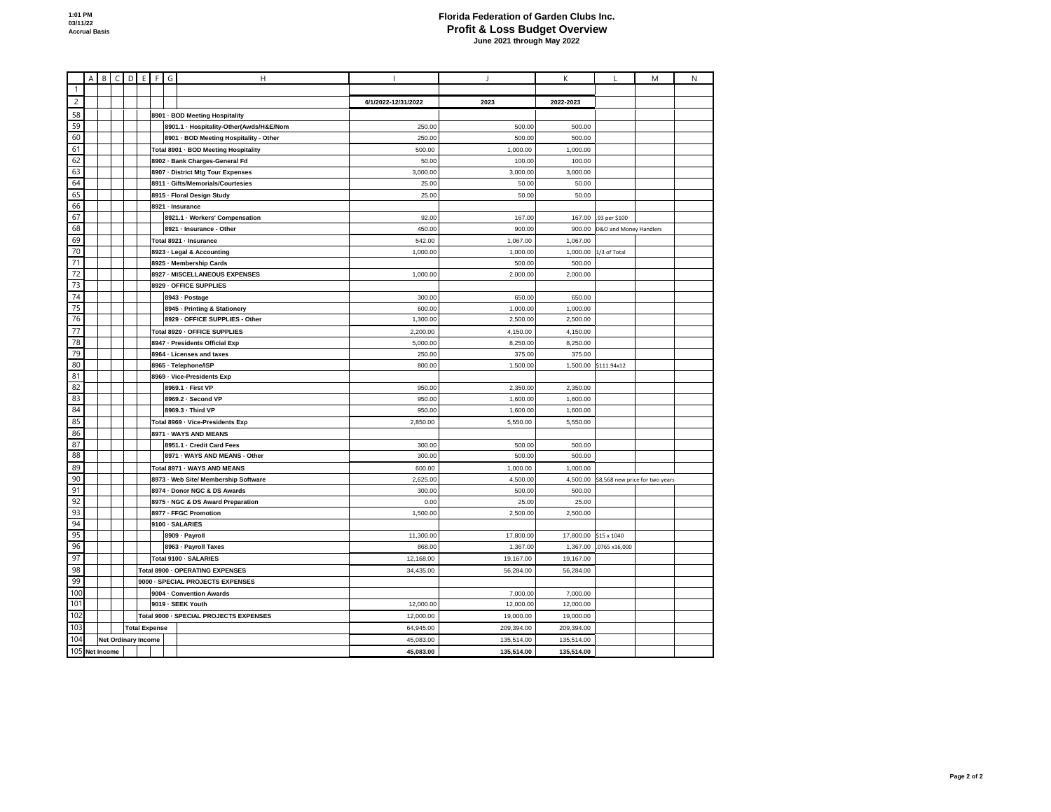# Florida Federation of Garden Clubs Inc.
## Profit & Loss Budget Overview
### June 2021 through May 2022

1:01 PM
03/11/22
Accrual Basis

| | A | B | C | D | E | F | G | H | I | J | K | L | M | N |
|---|---|---|---|---|---|---|---|---|---|---|---|---|---|---|
| 1 | | | | | | | | | | | | | | |
| 2 | | | | | | | | | 6/1/2022-12/31/2022 | 2023 | 2022-2023 | | | |
| 58 | | | | | | 8901 · BOD Meeting Hospitality | | | | | | | | |
| 59 | | | | | | | 8901.1 · Hospitality-Other(Awds/H&E/Nom | | 250.00 | 500.00 | 500.00 | | | |
| 60 | | | | | | | 8901 · BOD Meeting Hospitality - Other | | 250.00 | 500.00 | 500.00 | | | |
| 61 | | | | | | Total 8901 · BOD Meeting Hospitality | | | 500.00 | 1,000.00 | 1,000.00 | | | |
| 62 | | | | | | 8902 · Bank Charges-General Fd | | | 50.00 | 100.00 | 100.00 | | | |
| 63 | | | | | | 8907 · District Mtg Tour Expenses | | | 3,000.00 | 3,000.00 | 3,000.00 | | | |
| 64 | | | | | | 8911 · Gifts/Memorials/Courtesies | | | 25.00 | 50.00 | 50.00 | | | |
| 65 | | | | | | 8915 · Floral Design Study | | | 25.00 | 50.00 | 50.00 | | | |
| 66 | | | | | | 8921 · Insurance | | | | | | | | |
| 67 | | | | | | | 8921.1 · Workers' Compensation | | 92.00 | 167.00 | 167.00 | .93 per $100 | | |
| 68 | | | | | | | 8921 · Insurance - Other | | 450.00 | 900.00 | 900.00 | D&O and Money Handlers | | |
| 69 | | | | | | Total 8921 · Insurance | | | 542.00 | 1,067.00 | 1,067.00 | | | |
| 70 | | | | | | 8923 · Legal & Accounting | | | 1,000.00 | 1,000.00 | 1,000.00 | 1/3 of Total | | |
| 71 | | | | | | 8925 · Membership Cards | | | | 500.00 | 500.00 | | | |
| 72 | | | | | | 8927 · MISCELLANEOUS EXPENSES | | | 1,000.00 | 2,000.00 | 2,000.00 | | | |
| 73 | | | | | | 8929 · OFFICE SUPPLIES | | | | | | | | |
| 74 | | | | | | | 8943 · Postage | | 300.00 | 650.00 | 650.00 | | | |
| 75 | | | | | | | 8945 · Printing & Stationery | | 600.00 | 1,000.00 | 1,000.00 | | | |
| 76 | | | | | | | 8929 · OFFICE SUPPLIES - Other | | 1,300.00 | 2,500.00 | 2,500.00 | | | |
| 77 | | | | | | Total 8929 · OFFICE SUPPLIES | | | 2,200.00 | 4,150.00 | 4,150.00 | | | |
| 78 | | | | | | 8947 · Presidents Official Exp | | | 5,000.00 | 8,250.00 | 8,250.00 | | | |
| 79 | | | | | | 8964 · Licenses and taxes | | | 250.00 | 375.00 | 375.00 | | | |
| 80 | | | | | | 8965 · Telephone/ISP | | | 800.00 | 1,500.00 | 1,500.00 | $111.94x12 | | |
| 81 | | | | | | 8969 · Vice-Presidents Exp | | | | | | | | |
| 82 | | | | | | | 8969.1 · First VP | | 950.00 | 2,350.00 | 2,350.00 | | | |
| 83 | | | | | | | 8969.2 · Second VP | | 950.00 | 1,600.00 | 1,600.00 | | | |
| 84 | | | | | | | 8969.3 · Third VP | | 950.00 | 1,600.00 | 1,600.00 | | | |
| 85 | | | | | | Total 8969 · Vice-Presidents Exp | | | 2,850.00 | 5,550.00 | 5,550.00 | | | |
| 86 | | | | | | 8971 · WAYS AND MEANS | | | | | | | | |
| 87 | | | | | | | 8951.1 · Credit Card Fees | | 300.00 | 500.00 | 500.00 | | | |
| 88 | | | | | | | 8971 · WAYS AND MEANS - Other | | 300.00 | 500.00 | 500.00 | | | |
| 89 | | | | | | Total 8971 · WAYS AND MEANS | | | 600.00 | 1,000.00 | 1,000.00 | | | |
| 90 | | | | | | 8973 · Web Site/ Membership Software | | | 2,625.00 | 4,500.00 | 4,500.00 | $8,568 new price for two years | | |
| 91 | | | | | | 8974 · Donor NGC & DS Awards | | | 300.00 | 500.00 | 500.00 | | | |
| 92 | | | | | | 8975 · NGC & DS Award Preparation | | | 0.00 | 25.00 | 25.00 | | | |
| 93 | | | | | | 8977 · FFGC Promotion | | | 1,500.00 | 2,500.00 | 2,500.00 | | | |
| 94 | | | | | | 9100 · SALARIES | | | | | | | | |
| 95 | | | | | | | 8909 · Payroll | | 11,300.00 | 17,800.00 | 17,800.00 | $15 x 1040 | | |
| 96 | | | | | | | 8963 · Payroll Taxes | | 868.00 | 1,367.00 | 1,367.00 | .0765 x16,000 | | |
| 97 | | | | | | Total 9100 · SALARIES | | | 12,168.00 | 19,167.00 | 19,167.00 | | | |
| 98 | | | | | Total 8900 · OPERATING EXPENSES | | | | 34,435.00 | 56,284.00 | 56,284.00 | | | |
| 99 | | | | | 9000 · SPECIAL PROJECTS EXPENSES | | | | | | | | | |
| 100 | | | | | | 9004 · Convention Awards | | | | 7,000.00 | 7,000.00 | | | |
| 101 | | | | | | 9019 · SEEK Youth | | | 12,000.00 | 12,000.00 | 12,000.00 | | | |
| 102 | | | | | Total 9000 · SPECIAL PROJECTS EXPENSES | | | | 12,000.00 | 19,000.00 | 19,000.00 | | | |
| 103 | | | | Total Expense | | | | | 64,945.00 | 209,394.00 | 209,394.00 | | | |
| 104 | | Net Ordinary Income | | | | | | | 45,083.00 | 135,514.00 | 135,514.00 | | | |
| 105 | Net Income | | | | | | | | **45,083.00** | **135,514.00** | **135,514.00** | | | |